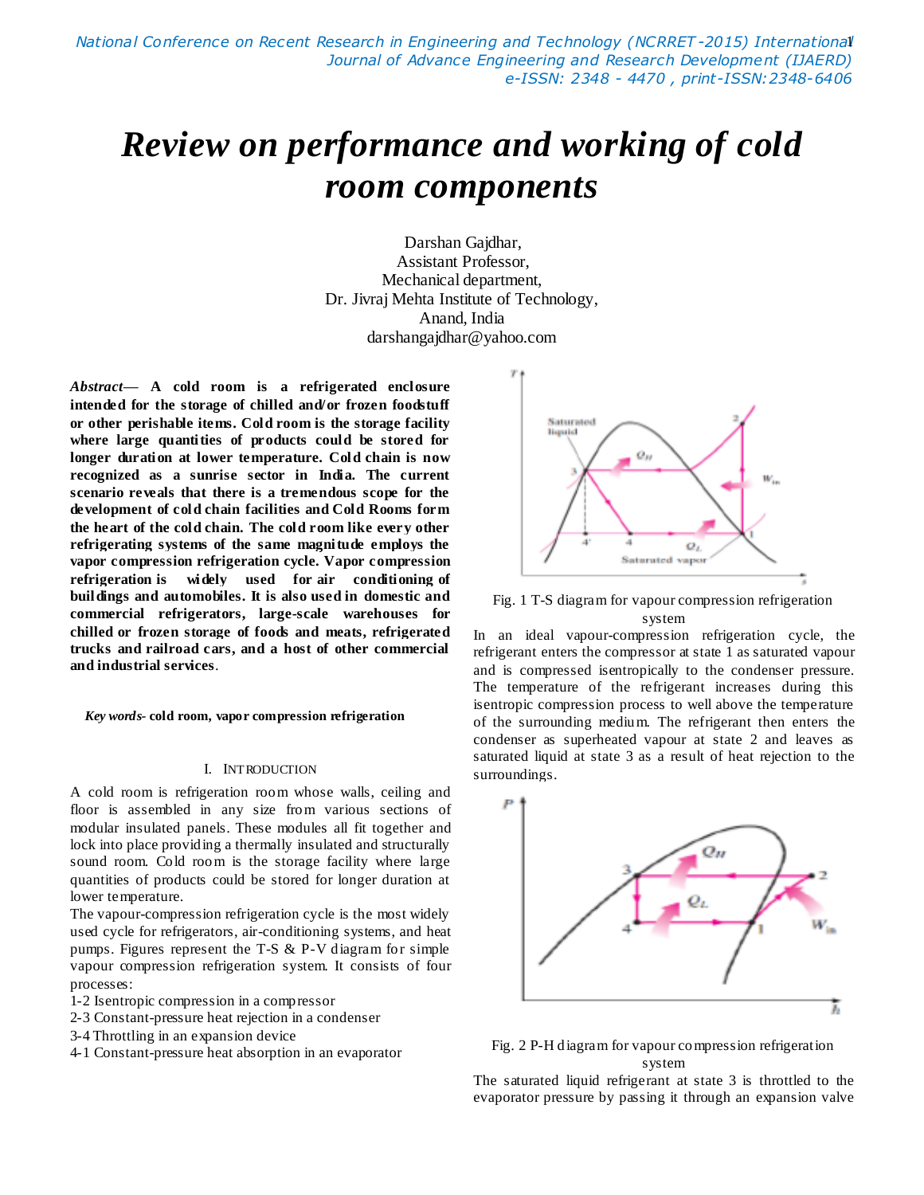# Review on performance and working of cold room components

Darshan Gajdhar,
Assistant Professor,
Mechanical department,
Dr. Jivraj Mehta Institute of Technology,
Anand, India
darshangajdhar@yahoo.com

***Abstract*— A cold room is a refrigerated enclosure intended for the storage of chilled and/or frozen foodstuff or other perishable items. Cold room is the storage facility where large quantities of products could be stored for longer duration at lower temperature. Cold chain is now recognized as a sunrise sector in India. The current scenario reveals that there is a tremendous scope for the development of cold chain facilities and Cold Rooms form the heart of the cold chain. The cold room like every other refrigerating systems of the same magnitude employs the vapor compression refrigeration cycle. Vapor compression refrigeration is widely used for air conditioning of buildings and automobiles. It is also used in domestic and commercial refrigerators, large-scale warehouses for chilled or frozen storage of foods and meats, refrigerated trucks and railroad cars, and a host of other commercial and industrial services.**

***Key words-* cold room, vapor compression refrigeration**

## I. INTRODUCTION

A cold room is refrigeration room whose walls, ceiling and floor is assembled in any size from various sections of modular insulated panels. These modules all fit together and lock into place providing a thermally insulated and structurally sound room. Cold room is the storage facility where large quantities of products could be stored for longer duration at lower temperature.

The vapour-compression refrigeration cycle is the most widely used cycle for refrigerators, air-conditioning systems, and heat pumps. Figures represent the T-S & P-V diagram for simple vapour compression refrigeration system. It consists of four processes:

1-2 Isentropic compression in a compressor
2-3 Constant-pressure heat rejection in a condenser
3-4 Throttling in an expansion device
4-1 Constant-pressure heat absorption in an evaporator

Fig. 1 T-S diagram for vapour compression refrigeration system

In an ideal vapour-compression refrigeration cycle, the refrigerant enters the compressor at state 1 as saturated vapour and is compressed isentropically to the condenser pressure. The temperature of the refrigerant increases during this isentropic compression process to well above the temperature of the surrounding medium. The refrigerant then enters the condenser as superheated vapour at state 2 and leaves as saturated liquid at state 3 as a result of heat rejection to the surroundings.

Fig. 2 P-H diagram for vapour compression refrigeration system

The saturated liquid refrigerant at state 3 is throttled to the evaporator pressure by passing it through an expansion valve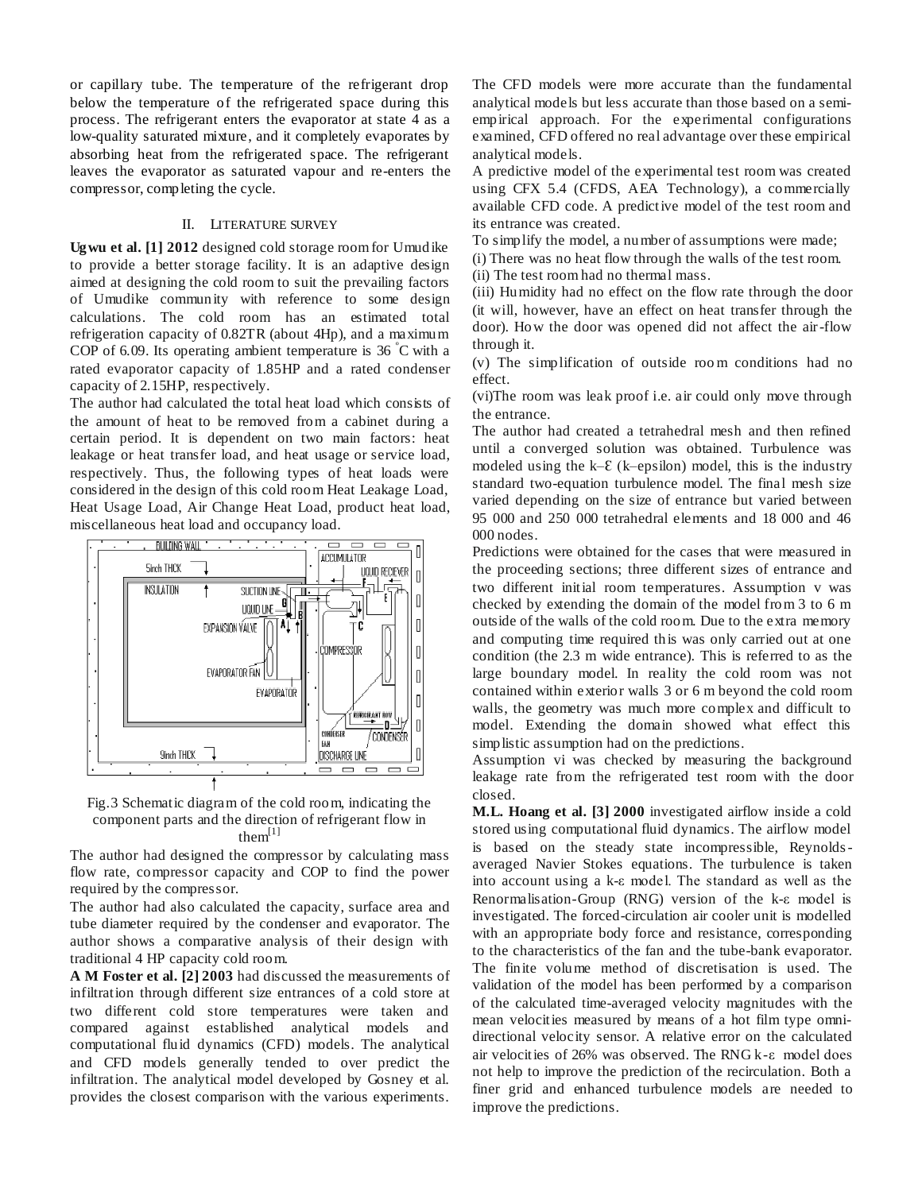or capillary tube. The temperature of the refrigerant drop below the temperature of the refrigerated space during this process. The refrigerant enters the evaporator at state 4 as a low-quality saturated mixture, and it completely evaporates by absorbing heat from the refrigerated space. The refrigerant leaves the evaporator as saturated vapour and re-enters the compressor, completing the cycle.

## II. LITERATURE SURVEY

**Ugwu et al. [1] 2012** designed cold storage room for Umudike to provide a better storage facility. It is an adaptive design aimed at designing the cold room to suit the prevailing factors of Umudike community with reference to some design calculations. The cold room has an estimated total refrigeration capacity of 0.82TR (about 4Hp), and a maximum COP of 6.09. Its operating ambient temperature is 36 °C with a rated evaporator capacity of 1.85HP and a rated condenser capacity of 2.15HP, respectively.

The author had calculated the total heat load which consists of the amount of heat to be removed from a cabinet during a certain period. It is dependent on two main factors: heat leakage or heat transfer load, and heat usage or service load, respectively. Thus, the following types of heat loads were considered in the design of this cold room Heat Leakage Load, Heat Usage Load, Air Change Heat Load, product heat load, miscellaneous heat load and occupancy load.

Fig.3 Schematic diagram of the cold room, indicating the component parts and the direction of refrigerant flow in them[1]

The author had designed the compressor by calculating mass flow rate, compressor capacity and COP to find the power required by the compressor.

The author had also calculated the capacity, surface area and tube diameter required by the condenser and evaporator. The author shows a comparative analysis of their design with traditional 4 HP capacity cold room.

**A M Foster et al. [2] 2003** had discussed the measurements of infiltration through different size entrances of a cold store at two different cold store temperatures were taken and compared against established analytical models and computational fluid dynamics (CFD) models. The analytical and CFD models generally tended to over predict the infiltration. The analytical model developed by Gosney et al. provides the closest comparison with the various experiments. The CFD models were more accurate than the fundamental analytical models but less accurate than those based on a semi-empirical approach. For the experimental configurations examined, CFD offered no real advantage over these empirical analytical models.

A predictive model of the experimental test room was created using CFX 5.4 (CFDS, AEA Technology), a commercially available CFD code. A predictive model of the test room and its entrance was created.

To simplify the model, a number of assumptions were made;

(i) There was no heat flow through the walls of the test room.

(ii) The test room had no thermal mass.

(iii) Humidity had no effect on the flow rate through the door (it will, however, have an effect on heat transfer through the door). How the door was opened did not affect the air-flow through it.

(v) The simplification of outside room conditions had no effect.

(vi)The room was leak proof i.e. air could only move through the entrance.

The author had created a tetrahedral mesh and then refined until a converged solution was obtained. Turbulence was modeled using the k–Ɛ (k–epsilon) model, this is the industry standard two-equation turbulence model. The final mesh size varied depending on the size of entrance but varied between 95 000 and 250 000 tetrahedral elements and 18 000 and 46 000 nodes.

Predictions were obtained for the cases that were measured in the proceeding sections; three different sizes of entrance and two different initial room temperatures. Assumption v was checked by extending the domain of the model from 3 to 6 m outside of the walls of the cold room. Due to the extra memory and computing time required this was only carried out at one condition (the 2.3 m wide entrance). This is referred to as the large boundary model. In reality the cold room was not contained within exterior walls 3 or 6 m beyond the cold room walls, the geometry was much more complex and difficult to model. Extending the domain showed what effect this simplistic assumption had on the predictions.

Assumption vi was checked by measuring the background leakage rate from the refrigerated test room with the door closed.

**M.L. Hoang et al. [3] 2000** investigated airflow inside a cold stored using computational fluid dynamics. The airflow model is based on the steady state incompressible, Reynolds-averaged Navier Stokes equations. The turbulence is taken into account using a k-ε model. The standard as well as the Renormalisation-Group (RNG) version of the k-ε model is investigated. The forced-circulation air cooler unit is modelled with an appropriate body force and resistance, corresponding to the characteristics of the fan and the tube-bank evaporator. The finite volume method of discretisation is used. The validation of the model has been performed by a comparison of the calculated time-averaged velocity magnitudes with the mean velocities measured by means of a hot film type omni-directional velocity sensor. A relative error on the calculated air velocities of 26% was observed. The RNG k-ε model does not help to improve the prediction of the recirculation. Both a finer grid and enhanced turbulence models are needed to improve the predictions.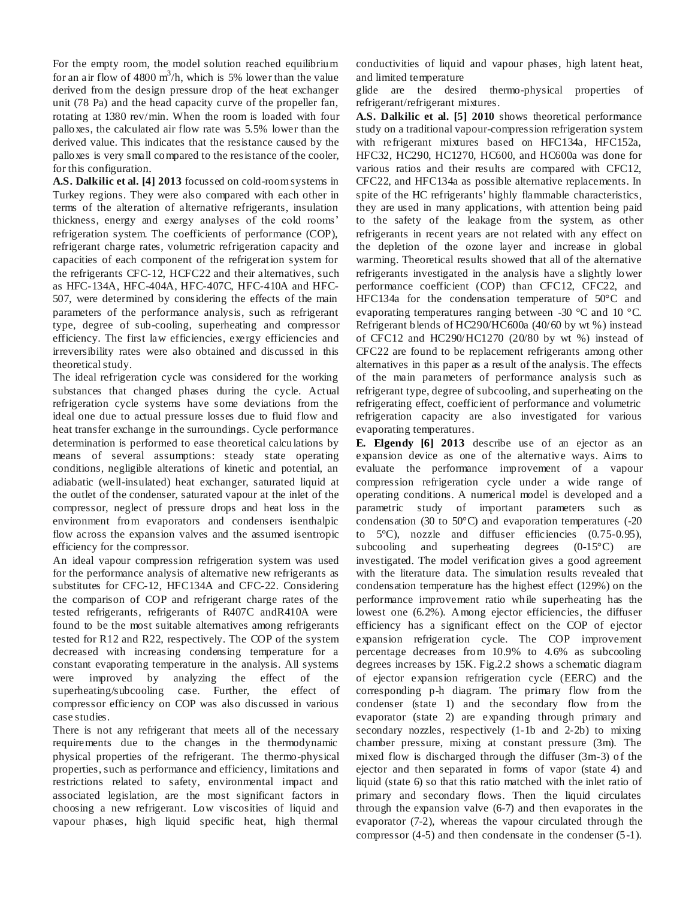For the empty room, the model solution reached equilibrium for an air flow of 4800 $m^3$/h, which is 5% lower than the value derived from the design pressure drop of the heat exchanger unit (78 Pa) and the head capacity curve of the propeller fan, rotating at 1380 rev/min. When the room is loaded with four palloxes, the calculated air flow rate was 5.5% lower than the derived value. This indicates that the resistance caused by the palloxes is very small compared to the resistance of the cooler, for this configuration.

**A.S. Dalkilic et al. [4] 2013** focussed on cold-room systems in Turkey regions. They were also compared with each other in terms of the alteration of alternative refrigerants, insulation thickness, energy and exergy analyses of the cold rooms' refrigeration system. The coefficients of performance (COP), refrigerant charge rates, volumetric refrigeration capacity and capacities of each component of the refrigeration system for the refrigerants CFC-12, HCFC22 and their alternatives, such as HFC-134A, HFC-404A, HFC-407C, HFC-410A and HFC-507, were determined by considering the effects of the main parameters of the performance analysis, such as refrigerant type, degree of sub-cooling, superheating and compressor efficiency. The first law efficiencies, exergy efficiencies and irreversibility rates were also obtained and discussed in this theoretical study.

The ideal refrigeration cycle was considered for the working substances that changed phases during the cycle. Actual refrigeration cycle systems have some deviations from the ideal one due to actual pressure losses due to fluid flow and heat transfer exchange in the surroundings. Cycle performance determination is performed to ease theoretical calculations by means of several assumptions: steady state operating conditions, negligible alterations of kinetic and potential, an adiabatic (well-insulated) heat exchanger, saturated liquid at the outlet of the condenser, saturated vapour at the inlet of the compressor, neglect of pressure drops and heat loss in the environment from evaporators and condensers isenthalpic flow across the expansion valves and the assumed isentropic efficiency for the compressor.

An ideal vapour compression refrigeration system was used for the performance analysis of alternative new refrigerants as substitutes for CFC-12, HFC134A and CFC-22. Considering the comparison of COP and refrigerant charge rates of the tested refrigerants, refrigerants of R407C andR410A were found to be the most suitable alternatives among refrigerants tested for R12 and R22, respectively. The COP of the system decreased with increasing condensing temperature for a constant evaporating temperature in the analysis. All systems were improved by analyzing the effect of the superheating/subcooling case. Further, the effect of compressor efficiency on COP was also discussed in various case studies.

There is not any refrigerant that meets all of the necessary requirements due to the changes in the thermodynamic physical properties of the refrigerant. The thermo-physical properties, such as performance and efficiency, limitations and restrictions related to safety, environmental impact and associated legislation, are the most significant factors in choosing a new refrigerant. Low viscosities of liquid and vapour phases, high liquid specific heat, high thermal conductivities of liquid and vapour phases, high latent heat, and limited temperature glide are the desired thermo-physical properties of refrigerant/refrigerant mixtures.

**A.S. Dalkilic et al. [5] 2010** shows theoretical performance study on a traditional vapour-compression refrigeration system with refrigerant mixtures based on HFC134a, HFC152a, HFC32, HC290, HC1270, HC600, and HC600a was done for various ratios and their results are compared with CFC12, CFC22, and HFC134a as possible alternative replacements. In spite of the HC refrigerants' highly flammable characteristics, they are used in many applications, with attention being paid to the safety of the leakage from the system, as other refrigerants in recent years are not related with any effect on the depletion of the ozone layer and increase in global warming. Theoretical results showed that all of the alternative refrigerants investigated in the analysis have a slightly lower performance coefficient (COP) than CFC12, CFC22, and HFC134a for the condensation temperature of 50°C and evaporating temperatures ranging between -30 °C and 10 °C. Refrigerant blends of HC290/HC600a (40/60 by wt %) instead of CFC12 and HC290/HC1270 (20/80 by wt %) instead of CFC22 are found to be replacement refrigerants among other alternatives in this paper as a result of the analysis. The effects of the main parameters of performance analysis such as refrigerant type, degree of subcooling, and superheating on the refrigerating effect, coefficient of performance and volumetric refrigeration capacity are also investigated for various evaporating temperatures.

**E. Elgendy [6] 2013** describe use of an ejector as an expansion device as one of the alternative ways. Aims to evaluate the performance improvement of a vapour compression refrigeration cycle under a wide range of operating conditions. A numerical model is developed and a parametric study of important parameters such as condensation (30 to 50°C) and evaporation temperatures (-20 to 5°C), nozzle and diffuser efficiencies (0.75-0.95), subcooling and superheating degrees (0-15°C) are investigated. The model verification gives a good agreement with the literature data. The simulation results revealed that condensation temperature has the highest effect (129%) on the performance improvement ratio while superheating has the lowest one (6.2%). Among ejector efficiencies, the diffuser efficiency has a significant effect on the COP of ejector expansion refrigeration cycle. The COP improvement percentage decreases from 10.9% to 4.6% as subcooling degrees increases by 15K. Fig.2.2 shows a schematic diagram of ejector expansion refrigeration cycle (EERC) and the corresponding p-h diagram. The primary flow from the condenser (state 1) and the secondary flow from the evaporator (state 2) are expanding through primary and secondary nozzles, respectively (1-1b and 2-2b) to mixing chamber pressure, mixing at constant pressure (3m). The mixed flow is discharged through the diffuser (3m-3) of the ejector and then separated in forms of vapor (state 4) and liquid (state 6) so that this ratio matched with the inlet ratio of primary and secondary flows. Then the liquid circulates through the expansion valve (6-7) and then evaporates in the evaporator (7-2), whereas the vapour circulated through the compressor (4-5) and then condensate in the condenser (5-1).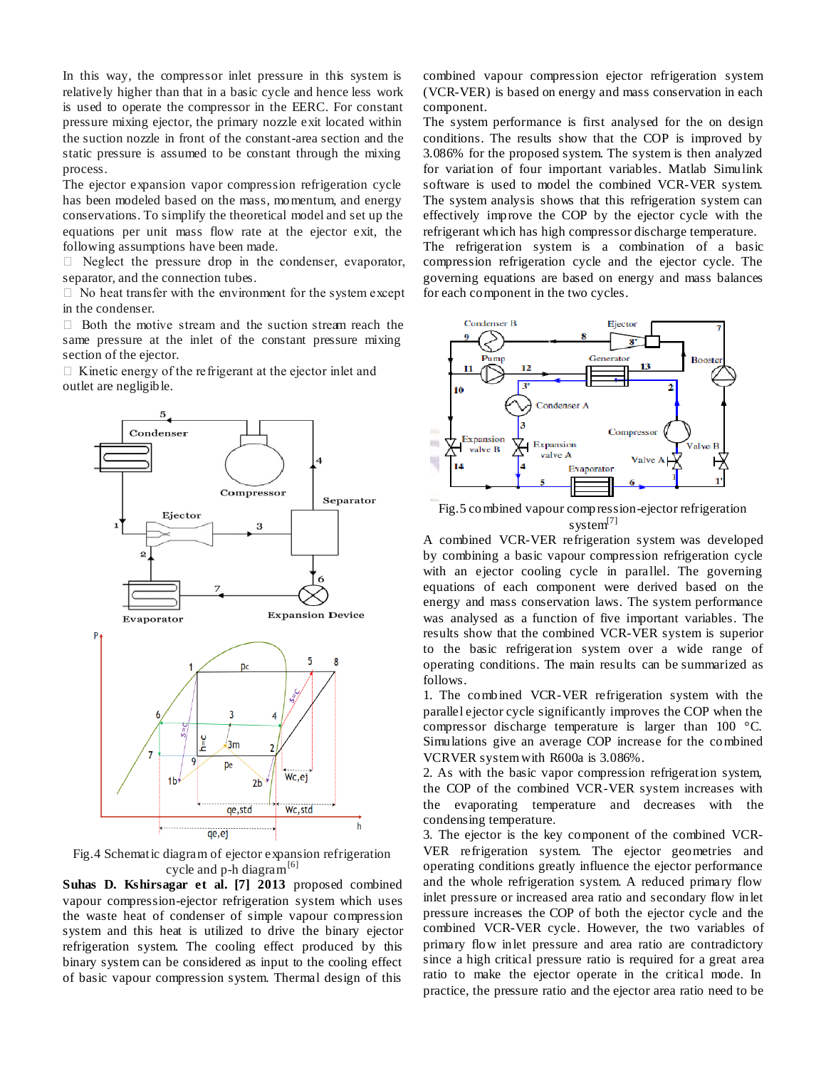In this way, the compressor inlet pressure in this system is relatively higher than that in a basic cycle and hence less work is used to operate the compressor in the EERC. For constant pressure mixing ejector, the primary nozzle exit located within the suction nozzle in front of the constant-area section and the static pressure is assumed to be constant through the mixing process.

The ejector expansion vapor compression refrigeration cycle has been modeled based on the mass, momentum, and energy conservations. To simplify the theoretical model and set up the equations per unit mass flow rate at the ejector exit, the following assumptions have been made.

-  Neglect the pressure drop in the condenser, evaporator, separator, and the connection tubes.
-  No heat transfer with the environment for the system except in the condenser.
-  Both the motive stream and the suction stream reach the same pressure at the inlet of the constant pressure mixing section of the ejector.
-  Kinetic energy of the refrigerant at the ejector inlet and outlet are negligible.

Fig.4 Schematic diagram of ejector expansion refrigeration cycle and p-h diagram[6]

**Suhas D. Kshirsagar et al. [7] 2013** proposed combined vapour compression-ejector refrigeration system which uses the waste heat of condenser of simple vapour compression system and this heat is utilized to drive the binary ejector refrigeration system. The cooling effect produced by this binary system can be considered as input to the cooling effect of basic vapour compression system. Thermal design of this combined vapour compression ejector refrigeration system (VCR-VER) is based on energy and mass conservation in each component.

The system performance is first analysed for the on design conditions. The results show that the COP is improved by 3.086% for the proposed system. The system is then analyzed for variation of four important variables. Matlab Simulink software is used to model the combined VCR-VER system. The system analysis shows that this refrigeration system can effectively improve the COP by the ejector cycle with the refrigerant which has high compressor discharge temperature.

The refrigeration system is a combination of a basic compression refrigeration cycle and the ejector cycle. The governing equations are based on energy and mass balances for each component in the two cycles.

Fig.5 combined vapour compression-ejector refrigeration system[7]

A combined VCR-VER refrigeration system was developed by combining a basic vapour compression refrigeration cycle with an ejector cooling cycle in parallel. The governing equations of each component were derived based on the energy and mass conservation laws. The system performance was analysed as a function of five important variables. The results show that the combined VCR-VER system is superior to the basic refrigeration system over a wide range of operating conditions. The main results can be summarized as follows.

1. The combined VCR-VER refrigeration system with the parallel ejector cycle significantly improves the COP when the compressor discharge temperature is larger than 100 °C. Simulations give an average COP increase for the combined VCRVER system with R600a is 3.086%.
2. As with the basic vapor compression refrigeration system, the COP of the combined VCR-VER system increases with the evaporating temperature and decreases with the condensing temperature.
3. The ejector is the key component of the combined VCR-VER refrigeration system. The ejector geometries and operating conditions greatly influence the ejector performance and the whole refrigeration system. A reduced primary flow inlet pressure or increased area ratio and secondary flow inlet pressure increases the COP of both the ejector cycle and the combined VCR-VER cycle. However, the two variables of primary flow inlet pressure and area ratio are contradictory since a high critical pressure ratio is required for a great area ratio to make the ejector operate in the critical mode. In practice, the pressure ratio and the ejector area ratio need to be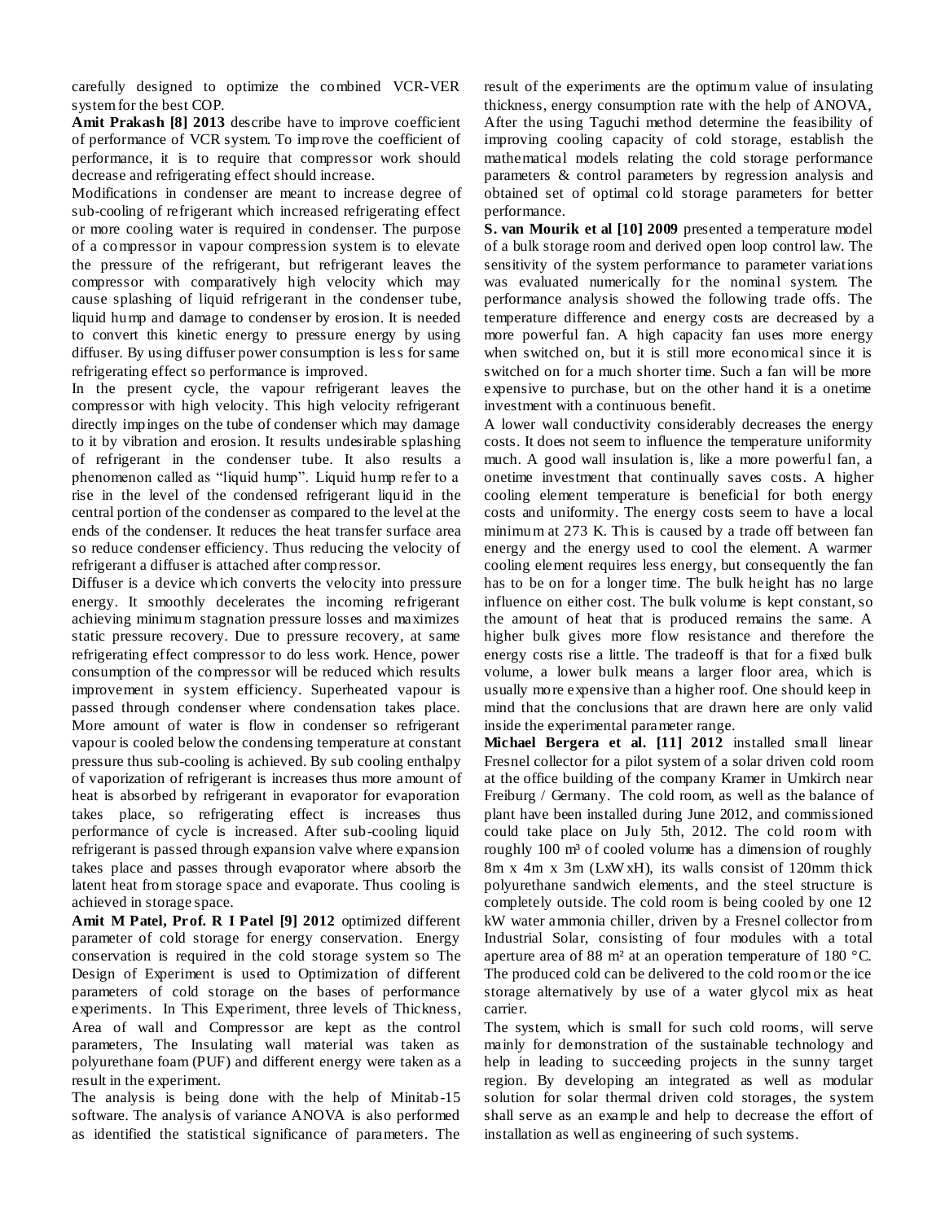carefully designed to optimize the combined VCR-VER system for the best COP.

**Amit Prakash [8] 2013** describe have to improve coefficient of performance of VCR system. To improve the coefficient of performance, it is to require that compressor work should decrease and refrigerating effect should increase.

Modifications in condenser are meant to increase degree of sub-cooling of refrigerant which increased refrigerating effect or more cooling water is required in condenser. The purpose of a compressor in vapour compression system is to elevate the pressure of the refrigerant, but refrigerant leaves the compressor with comparatively high velocity which may cause splashing of liquid refrigerant in the condenser tube, liquid hump and damage to condenser by erosion. It is needed to convert this kinetic energy to pressure energy by using diffuser. By using diffuser power consumption is less for same refrigerating effect so performance is improved.

In the present cycle, the vapour refrigerant leaves the compressor with high velocity. This high velocity refrigerant directly impinges on the tube of condenser which may damage to it by vibration and erosion. It results undesirable splashing of refrigerant in the condenser tube. It also results a phenomenon called as "liquid hump". Liquid hump refer to a rise in the level of the condensed refrigerant liquid in the central portion of the condenser as compared to the level at the ends of the condenser. It reduces the heat transfer surface area so reduce condenser efficiency. Thus reducing the velocity of refrigerant a diffuser is attached after compressor.

Diffuser is a device which converts the velocity into pressure energy. It smoothly decelerates the incoming refrigerant achieving minimum stagnation pressure losses and maximizes static pressure recovery. Due to pressure recovery, at same refrigerating effect compressor to do less work. Hence, power consumption of the compressor will be reduced which results improvement in system efficiency. Superheated vapour is passed through condenser where condensation takes place. More amount of water is flow in condenser so refrigerant vapour is cooled below the condensing temperature at constant pressure thus sub-cooling is achieved. By sub cooling enthalpy of vaporization of refrigerant is increases thus more amount of heat is absorbed by refrigerant in evaporator for evaporation takes place, so refrigerating effect is increases thus performance of cycle is increased. After sub-cooling liquid refrigerant is passed through expansion valve where expansion takes place and passes through evaporator where absorb the latent heat from storage space and evaporate. Thus cooling is achieved in storage space.

**Amit M Patel, Prof. R I Patel [9] 2012** optimized different parameter of cold storage for energy conservation. Energy conservation is required in the cold storage system so The Design of Experiment is used to Optimization of different parameters of cold storage on the bases of performance experiments. In This Experiment, three levels of Thickness, Area of wall and Compressor are kept as the control parameters, The Insulating wall material was taken as polyurethane foam (PUF) and different energy were taken as a result in the experiment.

The analysis is being done with the help of Minitab-15 software. The analysis of variance ANOVA is also performed as identified the statistical significance of parameters. The result of the experiments are the optimum value of insulating thickness, energy consumption rate with the help of ANOVA, After the using Taguchi method determine the feasibility of improving cooling capacity of cold storage, establish the mathematical models relating the cold storage performance parameters & control parameters by regression analysis and obtained set of optimal cold storage parameters for better performance.

**S. van Mourik et al [10] 2009** presented a temperature model of a bulk storage room and derived open loop control law. The sensitivity of the system performance to parameter variations was evaluated numerically for the nominal system. The performance analysis showed the following trade offs. The temperature difference and energy costs are decreased by a more powerful fan. A high capacity fan uses more energy when switched on, but it is still more economical since it is switched on for a much shorter time. Such a fan will be more expensive to purchase, but on the other hand it is a onetime investment with a continuous benefit.

A lower wall conductivity considerably decreases the energy costs. It does not seem to influence the temperature uniformity much. A good wall insulation is, like a more powerful fan, a onetime investment that continually saves costs. A higher cooling element temperature is beneficial for both energy costs and uniformity. The energy costs seem to have a local minimum at 273 K. This is caused by a trade off between fan energy and the energy used to cool the element. A warmer cooling element requires less energy, but consequently the fan has to be on for a longer time. The bulk height has no large influence on either cost. The bulk volume is kept constant, so the amount of heat that is produced remains the same. A higher bulk gives more flow resistance and therefore the energy costs rise a little. The tradeoff is that for a fixed bulk volume, a lower bulk means a larger floor area, which is usually more expensive than a higher roof. One should keep in mind that the conclusions that are drawn here are only valid inside the experimental parameter range.

**Michael Bergera et al. [11] 2012** installed small linear Fresnel collector for a pilot system of a solar driven cold room at the office building of the company Kramer in Umkirch near Freiburg / Germany. The cold room, as well as the balance of plant have been installed during June 2012, and commissioned could take place on July 5th, 2012. The cold room with roughly 100 m³ of cooled volume has a dimension of roughly 8m x 4m x 3m (LxWxH), its walls consist of 120mm thick polyurethane sandwich elements, and the steel structure is completely outside. The cold room is being cooled by one 12 kW water ammonia chiller, driven by a Fresnel collector from Industrial Solar, consisting of four modules with a total aperture area of 88 m² at an operation temperature of 180 °C. The produced cold can be delivered to the cold room or the ice storage alternatively by use of a water glycol mix as heat carrier.

The system, which is small for such cold rooms, will serve mainly for demonstration of the sustainable technology and help in leading to succeeding projects in the sunny target region. By developing an integrated as well as modular solution for solar thermal driven cold storages, the system shall serve as an example and help to decrease the effort of installation as well as engineering of such systems.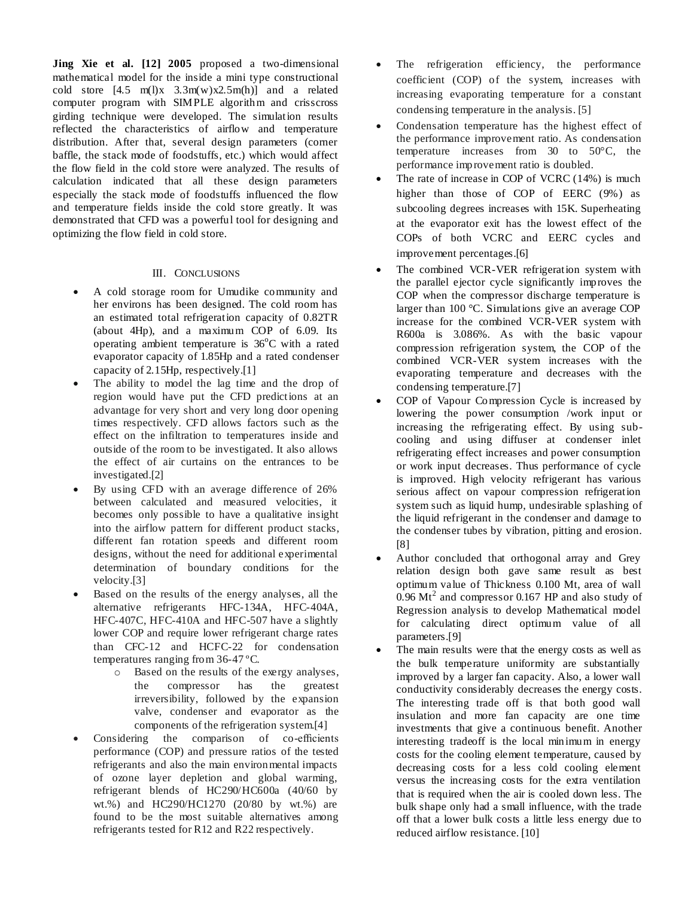**Jing Xie et al. [12] 2005** proposed a two-dimensional mathematical model for the inside a mini type constructional cold store [4.5 m(l)x 3.3m(w)x2.5m(h)] and a related computer program with SIMPLE algorithm and crisscross girding technique were developed. The simulation results reflected the characteristics of airflow and temperature distribution. After that, several design parameters (corner baffle, the stack mode of foodstuffs, etc.) which would affect the flow field in the cold store were analyzed. The results of calculation indicated that all these design parameters especially the stack mode of foodstuffs influenced the flow and temperature fields inside the cold store greatly. It was demonstrated that CFD was a powerful tool for designing and optimizing the flow field in cold store.

## III. Conclusions

- A cold storage room for Umudike community and her environs has been designed. The cold room has an estimated total refrigeration capacity of 0.82TR (about 4Hp), and a maximum COP of 6.09. Its operating ambient temperature is 36$^{o}$C with a rated evaporator capacity of 1.85Hp and a rated condenser capacity of 2.15Hp, respectively.[1]
- The ability to model the lag time and the drop of region would have put the CFD predictions at an advantage for very short and very long door opening times respectively. CFD allows factors such as the effect on the infiltration to temperatures inside and outside of the room to be investigated. It also allows the effect of air curtains on the entrances to be investigated.[2]
- By using CFD with an average difference of 26% between calculated and measured velocities, it becomes only possible to have a qualitative insight into the airflow pattern for different product stacks, different fan rotation speeds and different room designs, without the need for additional experimental determination of boundary conditions for the velocity.[3]
- Based on the results of the energy analyses, all the alternative refrigerants HFC-134A, HFC-404A, HFC-407C, HFC-410A and HFC-507 have a slightly lower COP and require lower refrigerant charge rates than CFC-12 and HCFC-22 for condensation temperatures ranging from 36-47 °C.
  - Based on the results of the exergy analyses, the compressor has the greatest irreversibility, followed by the expansion valve, condenser and evaporator as the components of the refrigeration system.[4]
- Considering the comparison of co-efficients performance (COP) and pressure ratios of the tested refrigerants and also the main environmental impacts of ozone layer depletion and global warming, refrigerant blends of HC290/HC600a (40/60 by wt.%) and HC290/HC1270 (20/80 by wt.%) are found to be the most suitable alternatives among refrigerants tested for R12 and R22 respectively.
- The refrigeration efficiency, the performance coefficient (COP) of the system, increases with increasing evaporating temperature for a constant condensing temperature in the analysis. [5]
- Condensation temperature has the highest effect of the performance improvement ratio. As condensation temperature increases from 30 to 50°C, the performance improvement ratio is doubled.
- The rate of increase in COP of VCRC (14%) is much higher than those of COP of EERC (9%) as subcooling degrees increases with 15K. Superheating at the evaporator exit has the lowest effect of the COPs of both VCRC and EERC cycles and improvement percentages.[6]
- The combined VCR-VER refrigeration system with the parallel ejector cycle significantly improves the COP when the compressor discharge temperature is larger than 100 °C. Simulations give an average COP increase for the combined VCR-VER system with R600a is 3.086%. As with the basic vapour compression refrigeration system, the COP of the combined VCR-VER system increases with the evaporating temperature and decreases with the condensing temperature.[7]
- COP of Vapour Compression Cycle is increased by lowering the power consumption /work input or increasing the refrigerating effect. By using sub-cooling and using diffuser at condenser inlet refrigerating effect increases and power consumption or work input decreases. Thus performance of cycle is improved. High velocity refrigerant has various serious affect on vapour compression refrigeration system such as liquid hump, undesirable splashing of the liquid refrigerant in the condenser and damage to the condenser tubes by vibration, pitting and erosion. [8]
- Author concluded that orthogonal array and Grey relation design both gave same result as best optimum value of Thickness 0.100 Mt, area of wall 0.96 Mt$^2$ and compressor 0.167 HP and also study of Regression analysis to develop Mathematical model for calculating direct optimum value of all parameters.[9]
- The main results were that the energy costs as well as the bulk temperature uniformity are substantially improved by a larger fan capacity. Also, a lower wall conductivity considerably decreases the energy costs. The interesting trade off is that both good wall insulation and more fan capacity are one time investments that give a continuous benefit. Another interesting tradeoff is the local minimum in energy costs for the cooling element temperature, caused by decreasing costs for a less cold cooling element versus the increasing costs for the extra ventilation that is required when the air is cooled down less. The bulk shape only had a small influence, with the trade off that a lower bulk costs a little less energy due to reduced airflow resistance. [10]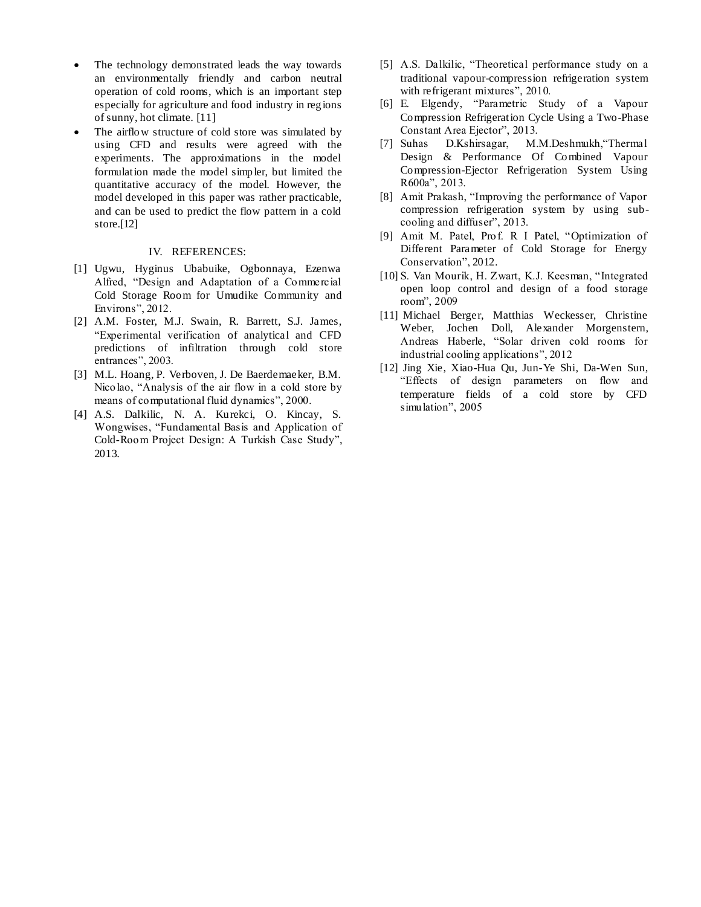- The technology demonstrated leads the way towards an environmentally friendly and carbon neutral operation of cold rooms, which is an important step especially for agriculture and food industry in regions of sunny, hot climate. [11]
- The airflow structure of cold store was simulated by using CFD and results were agreed with the experiments. The approximations in the model formulation made the model simpler, but limited the quantitative accuracy of the model. However, the model developed in this paper was rather practicable, and can be used to predict the flow pattern in a cold store.[12]

## IV. REFERENCES:

[1] Ugwu, Hyginus Ubabuike, Ogbonnaya, Ezenwa Alfred, "Design and Adaptation of a Commercial Cold Storage Room for Umudike Community and Environs", 2012.

[2] A.M. Foster, M.J. Swain, R. Barrett, S.J. James, "Experimental verification of analytical and CFD predictions of infiltration through cold store entrances", 2003.

[3] M.L. Hoang, P. Verboven, J. De Baerdemaeker, B.M. Nicolao, "Analysis of the air flow in a cold store by means of computational fluid dynamics", 2000.

[4] A.S. Dalkilic, N. A. Kurekci, O. Kincay, S. Wongwises, "Fundamental Basis and Application of Cold-Room Project Design: A Turkish Case Study", 2013.

[5] A.S. Dalkilic, "Theoretical performance study on a traditional vapour-compression refrigeration system with refrigerant mixtures", 2010.

[6] E. Elgendy, "Parametric Study of a Vapour Compression Refrigeration Cycle Using a Two-Phase Constant Area Ejector", 2013.

[7] Suhas D.Kshirsagar, M.M.Deshmukh,"Thermal Design & Performance Of Combined Vapour Compression-Ejector Refrigeration System Using R600a", 2013.

[8] Amit Prakash, "Improving the performance of Vapor compression refrigeration system by using sub-cooling and diffuser", 2013.

[9] Amit M. Patel, Prof. R I Patel, "Optimization of Different Parameter of Cold Storage for Energy Conservation", 2012.

[10] S. Van Mourik, H. Zwart, K.J. Keesman, "Integrated open loop control and design of a food storage room", 2009

[11] Michael Berger, Matthias Weckesser, Christine Weber, Jochen Doll, Alexander Morgenstern, Andreas Haberle, "Solar driven cold rooms for industrial cooling applications", 2012

[12] Jing Xie, Xiao-Hua Qu, Jun-Ye Shi, Da-Wen Sun, "Effects of design parameters on flow and temperature fields of a cold store by CFD simulation", 2005